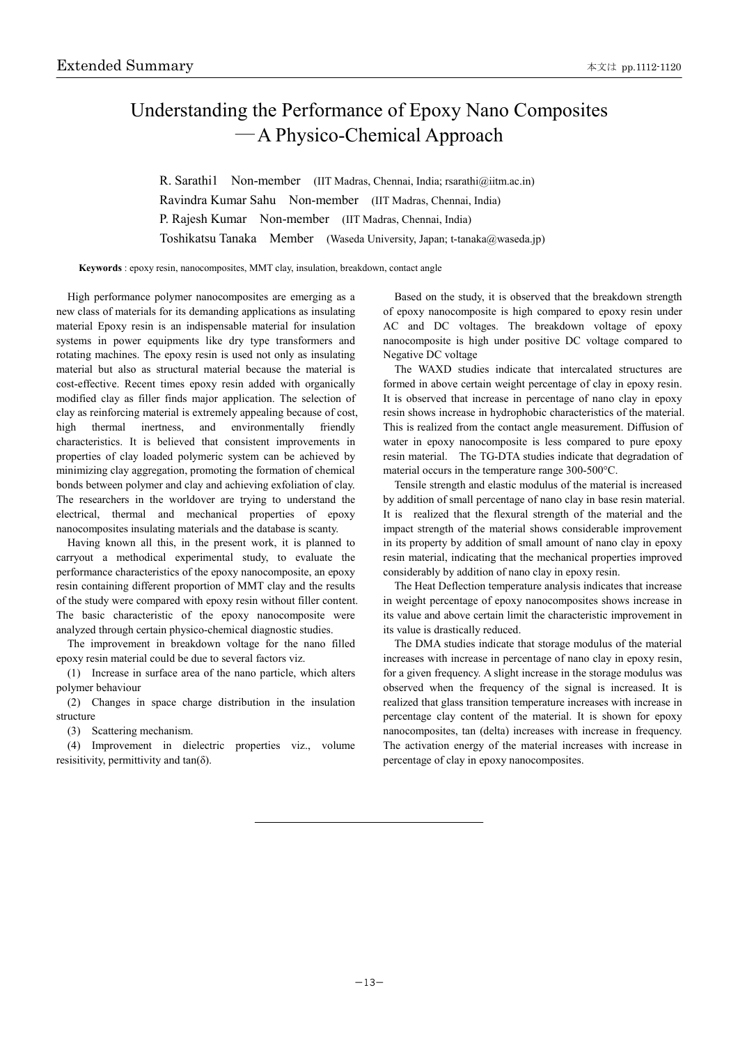Extended Summary

# Understanding the Performance of Epoxy Nano Composites —A Physico-Chemical Approach

R. Sarathi1 Non-member (IIT Madras, Chennai, India; rsarathi@iitm.ac.in)
Ravindra Kumar Sahu Non-member (IIT Madras, Chennai, India)
P. Rajesh Kumar Non-member (IIT Madras, Chennai, India)
Toshikatsu Tanaka Member (Waseda University, Japan; t-tanaka@waseda.jp)

**Keywords** : epoxy resin, nanocomposites, MMT clay, insulation, breakdown, contact angle

High performance polymer nanocomposites are emerging as a new class of materials for its demanding applications as insulating material Epoxy resin is an indispensable material for insulation systems in power equipments like dry type transformers and rotating machines. The epoxy resin is used not only as insulating material but also as structural material because the material is cost-effective. Recent times epoxy resin added with organically modified clay as filler finds major application. The selection of clay as reinforcing material is extremely appealing because of cost, high thermal inertness, and environmentally friendly characteristics. It is believed that consistent improvements in properties of clay loaded polymeric system can be achieved by minimizing clay aggregation, promoting the formation of chemical bonds between polymer and clay and achieving exfoliation of clay. The researchers in the worldover are trying to understand the electrical, thermal and mechanical properties of epoxy nanocomposites insulating materials and the database is scanty.

Having known all this, in the present work, it is planned to carryout a methodical experimental study, to evaluate the performance characteristics of the epoxy nanocomposite, an epoxy resin containing different proportion of MMT clay and the results of the study were compared with epoxy resin without filler content. The basic characteristic of the epoxy nanocomposite were analyzed through certain physico-chemical diagnostic studies.

The improvement in breakdown voltage for the nano filled epoxy resin material could be due to several factors viz.

(1) Increase in surface area of the nano particle, which alters polymer behaviour

(2) Changes in space charge distribution in the insulation structure

(3) Scattering mechanism.

(4) Improvement in dielectric properties viz., volume resisitivity, permittivity and tan(δ).

Based on the study, it is observed that the breakdown strength of epoxy nanocomposite is high compared to epoxy resin under AC and DC voltages. The breakdown voltage of epoxy nanocomposite is high under positive DC voltage compared to Negative DC voltage

The WAXD studies indicate that intercalated structures are formed in above certain weight percentage of clay in epoxy resin. It is observed that increase in percentage of nano clay in epoxy resin shows increase in hydrophobic characteristics of the material. This is realized from the contact angle measurement. Diffusion of water in epoxy nanocomposite is less compared to pure epoxy resin material. The TG-DTA studies indicate that degradation of material occurs in the temperature range 300-500°C.

Tensile strength and elastic modulus of the material is increased by addition of small percentage of nano clay in base resin material. It is realized that the flexural strength of the material and the impact strength of the material shows considerable improvement in its property by addition of small amount of nano clay in epoxy resin material, indicating that the mechanical properties improved considerably by addition of nano clay in epoxy resin.

The Heat Deflection temperature analysis indicates that increase in weight percentage of epoxy nanocomposites shows increase in its value and above certain limit the characteristic improvement in its value is drastically reduced.

The DMA studies indicate that storage modulus of the material increases with increase in percentage of nano clay in epoxy resin, for a given frequency. A slight increase in the storage modulus was observed when the frequency of the signal is increased. It is realized that glass transition temperature increases with increase in percentage clay content of the material. It is shown for epoxy nanocomposites, tan (delta) increases with increase in frequency. The activation energy of the material increases with increase in percentage of clay in epoxy nanocomposites.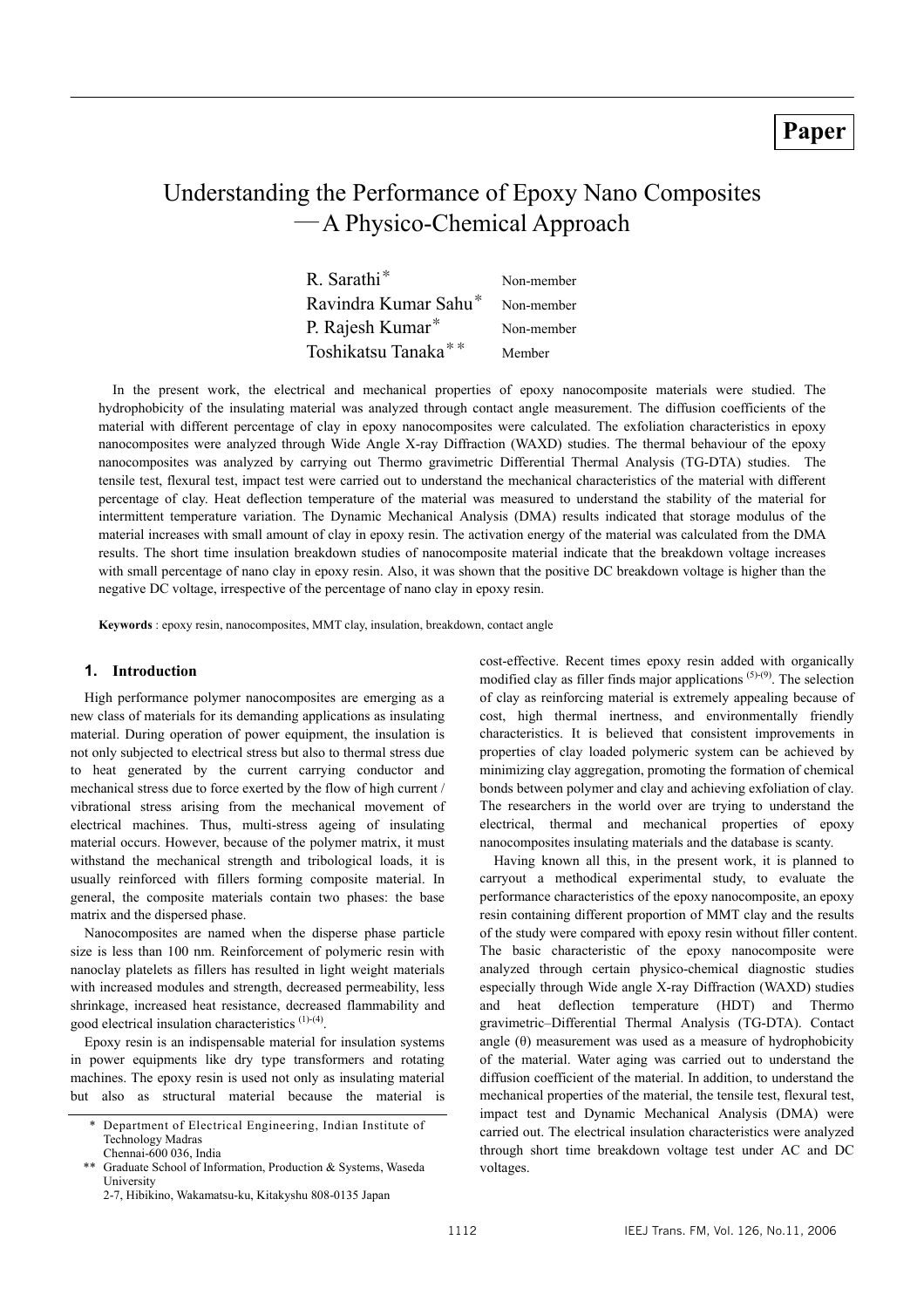Paper

# Understanding the Performance of Epoxy Nano Composites —A Physico-Chemical Approach

R. Sarathi* Non-member
Ravindra Kumar Sahu* Non-member
P. Rajesh Kumar* Non-member
Toshikatsu Tanaka** Member

In the present work, the electrical and mechanical properties of epoxy nanocomposite materials were studied. The hydrophobicity of the insulating material was analyzed through contact angle measurement. The diffusion coefficients of the material with different percentage of clay in epoxy nanocomposites were calculated. The exfoliation characteristics in epoxy nanocomposites were analyzed through Wide Angle X-ray Diffraction (WAXD) studies. The thermal behaviour of the epoxy nanocomposites was analyzed by carrying out Thermo gravimetric Differential Thermal Analysis (TG-DTA) studies. The tensile test, flexural test, impact test were carried out to understand the mechanical characteristics of the material with different percentage of clay. Heat deflection temperature of the material was measured to understand the stability of the material for intermittent temperature variation. The Dynamic Mechanical Analysis (DMA) results indicated that storage modulus of the material increases with small amount of clay in epoxy resin. The activation energy of the material was calculated from the DMA results. The short time insulation breakdown studies of nanocomposite material indicate that the breakdown voltage increases with small percentage of nano clay in epoxy resin. Also, it was shown that the positive DC breakdown voltage is higher than the negative DC voltage, irrespective of the percentage of nano clay in epoxy resin.

**Keywords** : epoxy resin, nanocomposites, MMT clay, insulation, breakdown, contact angle

## 1. Introduction

High performance polymer nanocomposites are emerging as a new class of materials for its demanding applications as insulating material. During operation of power equipment, the insulation is not only subjected to electrical stress but also to thermal stress due to heat generated by the current carrying conductor and mechanical stress due to force exerted by the flow of high current / vibrational stress arising from the mechanical movement of electrical machines. Thus, multi-stress ageing of insulating material occurs. However, because of the polymer matrix, it must withstand the mechanical strength and tribological loads, it is usually reinforced with fillers forming composite material. In general, the composite materials contain two phases: the base matrix and the dispersed phase.

Nanocomposites are named when the disperse phase particle size is less than 100 nm. Reinforcement of polymeric resin with nanoclay platelets as fillers has resulted in light weight materials with increased modules and strength, decreased permeability, less shrinkage, increased heat resistance, decreased flammability and good electrical insulation characteristics [(1)-(4)].

Epoxy resin is an indispensable material for insulation systems in power equipments like dry type transformers and rotating machines. The epoxy resin is used not only as insulating material but also as structural material because the material is cost-effective. Recent times epoxy resin added with organically modified clay as filler finds major applications [(5)-(9)]. The selection of clay as reinforcing material is extremely appealing because of cost, high thermal inertness, and environmentally friendly characteristics. It is believed that consistent improvements in properties of clay loaded polymeric system can be achieved by minimizing clay aggregation, promoting the formation of chemical bonds between polymer and clay and achieving exfoliation of clay. The researchers in the world over are trying to understand the electrical, thermal and mechanical properties of epoxy nanocomposites insulating materials and the database is scanty.

Having known all this, in the present work, it is planned to carryout a methodical experimental study, to evaluate the performance characteristics of the epoxy nanocomposite, an epoxy resin containing different proportion of MMT clay and the results of the study were compared with epoxy resin without filler content. The basic characteristic of the epoxy nanocomposite were analyzed through certain physico-chemical diagnostic studies especially through Wide angle X-ray Diffraction (WAXD) studies and heat deflection temperature (HDT) and Thermo gravimetric–Differential Thermal Analysis (TG-DTA). Contact angle (θ) measurement was used as a measure of hydrophobicity of the material. Water aging was carried out to understand the diffusion coefficient of the material. In addition, to understand the mechanical properties of the material, the tensile test, flexural test, impact test and Dynamic Mechanical Analysis (DMA) were carried out. The electrical insulation characteristics were analyzed through short time breakdown voltage test under AC and DC voltages.

---

\* Department of Electrical Engineering, Indian Institute of Technology Madras
Chennai-600 036, India

\*\* Graduate School of Information, Production & Systems, Waseda University
2-7, Hibikino, Wakamatsu-ku, Kitakyshu 808-0135 Japan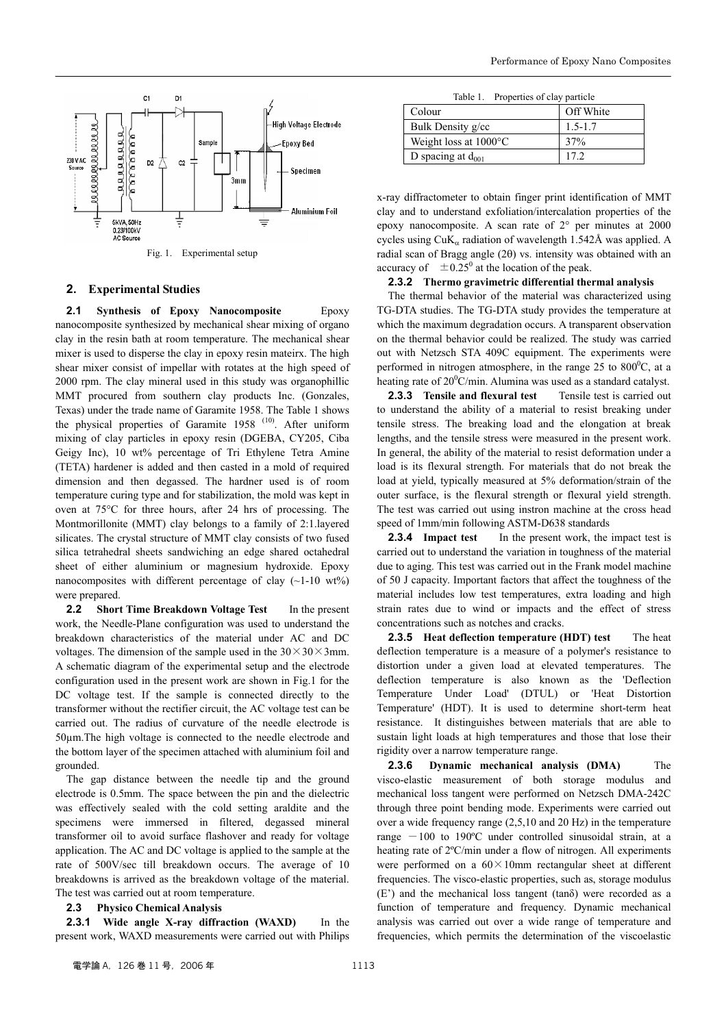Fig. 1. Experimental setup

## 2. Experimental Studies

**2.1 Synthesis of Epoxy Nanocomposite** Epoxy nanocomposite synthesized by mechanical shear mixing of organo clay in the resin bath at room temperature. The mechanical shear mixer is used to disperse the clay in epoxy resin mateirx. The high shear mixer consist of impellar with rotates at the high speed of 2000 rpm. The clay mineral used in this study was organophillic MMT procured from southern clay products Inc. (Gonzales, Texas) under the trade name of Garamite 1958. The Table 1 shows the physical properties of Garamite 1958 [10]. After uniform mixing of clay particles in epoxy resin (DGEBA, CY205, Ciba Geigy Inc), 10 wt% percentage of Tri Ethylene Tetra Amine (TETA) hardener is added and then casted in a mold of required dimension and then degassed. The hardner used is of room temperature curing type and for stabilization, the mold was kept in oven at 75°C for three hours, after 24 hrs of processing. The Montmorillonite (MMT) clay belongs to a family of 2:1.layered silicates. The crystal structure of MMT clay consists of two fused silica tetrahedral sheets sandwiching an edge shared octahedral sheet of either aluminium or magnesium hydroxide. Epoxy nanocomposites with different percentage of clay (~1-10 wt%) were prepared.

**2.2 Short Time Breakdown Voltage Test** In the present work, the Needle-Plane configuration was used to understand the breakdown characteristics of the material under AC and DC voltages. The dimension of the sample used in the 30×30×3mm. A schematic diagram of the experimental setup and the electrode configuration used in the present work are shown in Fig.1 for the DC voltage test. If the sample is connected directly to the transformer without the rectifier circuit, the AC voltage test can be carried out. The radius of curvature of the needle electrode is 50μm.The high voltage is connected to the needle electrode and the bottom layer of the specimen attached with aluminium foil and grounded.

The gap distance between the needle tip and the ground electrode is 0.5mm. The space between the pin and the dielectric was effectively sealed with the cold setting araldite and the specimens were immersed in filtered, degassed mineral transformer oil to avoid surface flashover and ready for voltage application. The AC and DC voltage is applied to the sample at the rate of 500V/sec till breakdown occurs. The average of 10 breakdowns is arrived as the breakdown voltage of the material. The test was carried out at room temperature.

**2.3 Physico Chemical Analysis**

**2.3.1 Wide angle X-ray diffraction (WAXD)** In the present work, WAXD measurements were carried out with Philips x-ray diffractometer to obtain finger print identification of MMT clay and to understand exfoliation/intercalation properties of the epoxy nanocomposite. A scan rate of 2° per minutes at 2000 cycles using $CuK_{\alpha}$ radiation of wavelength 1.542Å was applied. A radial scan of Bragg angle (2θ) vs. intensity was obtained with an accuracy of $\pm 0.25^0$ at the location of the peak.

Table 1. Properties of clay particle

| Colour | Off White |
|---|---|
| Bulk Density g/cc | 1.5-1.7 |
| Weight loss at 1000°C | 37% |
| D spacing at $d_{001}$ | 17.2 |

**2.3.2 Thermo gravimetric differential thermal analysis** The thermal behavior of the material was characterized using TG-DTA studies. The TG-DTA study provides the temperature at which the maximum degradation occurs. A transparent observation on the thermal behavior could be realized. The study was carried out with Netzsch STA 409C equipment. The experiments were performed in nitrogen atmosphere, in the range 25 to $800^0$C, at a heating rate of $20^0$C/min. Alumina was used as a standard catalyst.

**2.3.3 Tensile and flexural test** Tensile test is carried out to understand the ability of a material to resist breaking under tensile stress. The breaking load and the elongation at break lengths, and the tensile stress were measured in the present work. In general, the ability of the material to resist deformation under a load is its flexural strength. For materials that do not break the load at yield, typically measured at 5% deformation/strain of the outer surface, is the flexural strength or flexural yield strength. The test was carried out using instron machine at the cross head speed of 1mm/min following ASTM-D638 standards

**2.3.4 Impact test** In the present work, the impact test is carried out to understand the variation in toughness of the material due to aging. This test was carried out in the Frank model machine of 50 J capacity. Important factors that affect the toughness of the material includes low test temperatures, extra loading and high strain rates due to wind or impacts and the effect of stress concentrations such as notches and cracks.

**2.3.5 Heat deflection temperature (HDT) test** The heat deflection temperature is a measure of a polymer's resistance to distortion under a given load at elevated temperatures. The deflection temperature is also known as the 'Deflection Temperature Under Load' (DTUL) or 'Heat Distortion Temperature' (HDT). It is used to determine short-term heat resistance. It distinguishes between materials that are able to sustain light loads at high temperatures and those that lose their rigidity over a narrow temperature range.

**2.3.6 Dynamic mechanical analysis (DMA)** The visco-elastic measurement of both storage modulus and mechanical loss tangent were performed on Netzsch DMA-242C through three point bending mode. Experiments were carried out over a wide frequency range (2,5,10 and 20 Hz) in the temperature range −100 to 190ºC under controlled sinusoidal strain, at a heating rate of 2ºC/min under a flow of nitrogen. All experiments were performed on a 60×10mm rectangular sheet at different frequencies. The visco-elastic properties, such as, storage modulus (E') and the mechanical loss tangent (tanδ) were recorded as a function of temperature and frequency. Dynamic mechanical analysis was carried out over a wide range of temperature and frequencies, which permits the determination of the viscoelastic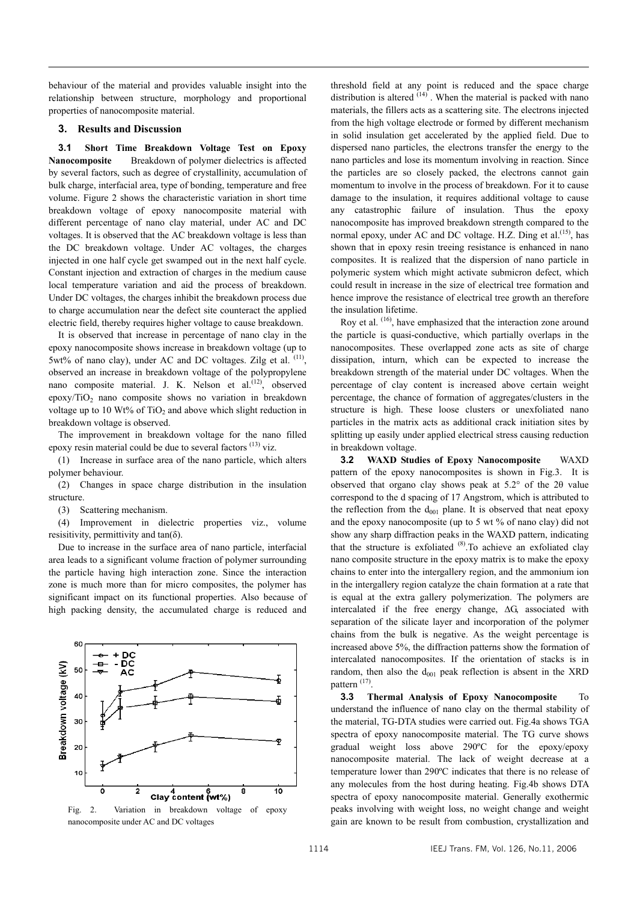behaviour of the material and provides valuable insight into the relationship between structure, morphology and proportional properties of nanocomposite material.

## 3. Results and Discussion

**3.1 Short Time Breakdown Voltage Test on Epoxy Nanocomposite** Breakdown of polymer dielectrics is affected by several factors, such as degree of crystallinity, accumulation of bulk charge, interfacial area, type of bonding, temperature and free volume. Figure 2 shows the characteristic variation in short time breakdown voltage of epoxy nanocomposite material with different percentage of nano clay material, under AC and DC voltages. It is observed that the AC breakdown voltage is less than the DC breakdown voltage. Under AC voltages, the charges injected in one half cycle get swamped out in the next half cycle. Constant injection and extraction of charges in the medium cause local temperature variation and aid the process of breakdown. Under DC voltages, the charges inhibit the breakdown process due to charge accumulation near the defect site counteract the applied electric field, thereby requires higher voltage to cause breakdown.

It is observed that increase in percentage of nano clay in the epoxy nanocomposite shows increase in breakdown voltage (up to 5wt% of nano clay), under AC and DC voltages. Zilg et al. [11], observed an increase in breakdown voltage of the polypropylene nano composite material. J. K. Nelson et al.[12], observed epoxy/$TiO_2$ nano composite shows no variation in breakdown voltage up to 10 Wt% of $TiO_2$ and above which slight reduction in breakdown voltage is observed.

The improvement in breakdown voltage for the nano filled epoxy resin material could be due to several factors [13] viz.

(1) Increase in surface area of the nano particle, which alters polymer behaviour.

(2) Changes in space charge distribution in the insulation structure.

(3) Scattering mechanism.

(4) Improvement in dielectric properties viz., volume resisitivity, permittivity and tan(δ).

Due to increase in the surface area of nano particle, interfacial area leads to a significant volume fraction of polymer surrounding the particle having high interaction zone. Since the interaction zone is much more than for micro composites, the polymer has significant impact on its functional properties. Also because of high packing density, the accumulated charge is reduced and threshold field at any point is reduced and the space charge distribution is altered [14]. When the material is packed with nano materials, the fillers acts as a scattering site. The electrons injected from the high voltage electrode or formed by different mechanism in solid insulation get accelerated by the applied field. Due to dispersed nano particles, the electrons transfer the energy to the nano particles and lose its momentum involving in reaction. Since the particles are so closely packed, the electrons cannot gain momentum to involve in the process of breakdown. For it to cause damage to the insulation, it requires additional voltage to cause any catastrophic failure of insulation. Thus the epoxy nanocomposite has improved breakdown strength compared to the normal epoxy, under AC and DC voltage. H.Z. Ding et al.[15], has shown that in epoxy resin treeing resistance is enhanced in nano composites. It is realized that the dispersion of nano particle in polymeric system which might activate submicron defect, which could result in increase in the size of electrical tree formation and hence improve the resistance of electrical tree growth an therefore the insulation lifetime.

Fig. 2. Variation in breakdown voltage of epoxy nanocomposite under AC and DC voltages

Roy et al. [16], have emphasized that the interaction zone around the particle is quasi-conductive, which partially overlaps in the nanocomposites. These overlapped zone acts as site of charge dissipation, inturn, which can be expected to increase the breakdown strength of the material under DC voltages. When the percentage of clay content is increased above certain weight percentage, the chance of formation of aggregates/clusters in the structure is high. These loose clusters or unexfoliated nano particles in the matrix acts as additional crack initiation sites by splitting up easily under applied electrical stress causing reduction in breakdown voltage.

**3.2 WAXD Studies of Epoxy Nanocomposite** WAXD pattern of the epoxy nanocomposites is shown in Fig.3. It is observed that organo clay shows peak at 5.2° of the 2θ value correspond to the d spacing of 17 Angstrom, which is attributed to the reflection from the $d_{001}$ plane. It is observed that neat epoxy and the epoxy nanocomposite (up to 5 wt % of nano clay) did not show any sharp diffraction peaks in the WAXD pattern, indicating that the structure is exfoliated [8]. To achieve an exfoliated clay nano composite structure in the epoxy matrix is to make the epoxy chains to enter into the intergallery region, and the ammonium ion in the intergallery region catalyze the chain formation at a rate that is equal at the extra gallery polymerization. The polymers are intercalated if the free energy change, ΔG, associated with separation of the silicate layer and incorporation of the polymer chains from the bulk is negative. As the weight percentage is increased above 5%, the diffraction patterns show the formation of intercalated nanocomposites. If the orientation of stacks is in random, then also the $d_{001}$ peak reflection is absent in the XRD pattern [17].

**3.3 Thermal Analysis of Epoxy Nanocomposite** To understand the influence of nano clay on the thermal stability of the material, TG-DTA studies were carried out. Fig.4a shows TGA spectra of epoxy nanocomposite material. The TG curve shows gradual weight loss above 290ºC for the epoxy/epoxy nanocomposite material. The lack of weight decrease at a temperature lower than 290ºC indicates that there is no release of any molecules from the host during heating. Fig.4b shows DTA spectra of epoxy nanocomposite material. Generally exothermic peaks involving with weight loss, no weight change and weight gain are known to be result from combustion, crystallization and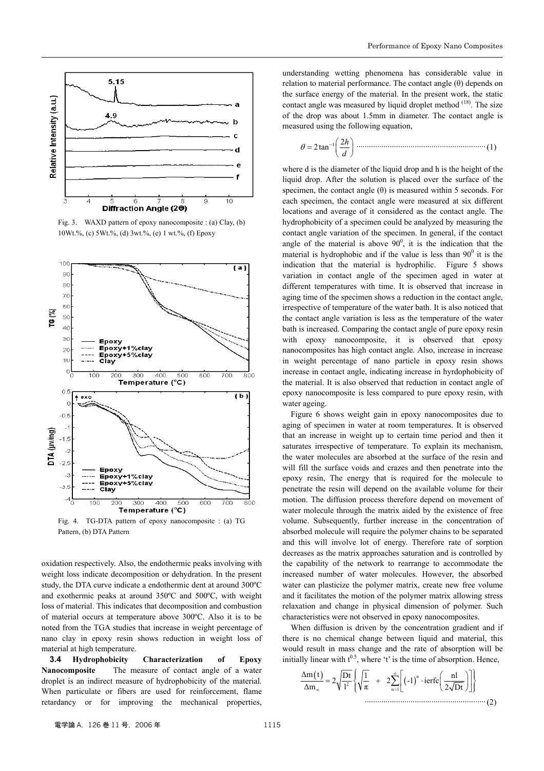Fig. 3. WAXD pattern of epoxy nanocomposite : (a) Clay, (b) 10Wt.%, (c) 5Wt.%, (d) 3wt.%, (e) 1 wt.%, (f) Epoxy

Fig. 4. TG-DTA pattern of epoxy nanocomposite : (a) TG Pattern, (b) DTA Pattern

oxidation respectively. Also, the endothermic peaks involving with weight loss indicate decomposition or dehydration. In the present study, the DTA curve indicate a endothermic dent at around 300ºC and exothermic peaks at around 350ºC and 500ºC, with weight loss of material. This indicates that decomposition and combustion of material occurs at temperature above 300ºC. Also it is to be noted from the TGA studies that increase in weight percentage of nano clay in epoxy resin shows reduction in weight loss of material at high temperature.

### 3.4 Hydrophobicity Characterization of Epoxy Nanocomposite

The measure of contact angle of a water droplet is an indirect measure of hydrophobicity of the material. When particulate or fibers are used for reinforcement, flame retardancy or for improving the mechanical properties, understanding wetting phenomena has considerable value in relation to material performance. The contact angle (θ) depends on the surface energy of the material. In the present work, the static contact angle was measured by liquid droplet method [18]. The size of the drop was about 1.5mm in diameter. The contact angle is measured using the following equation,

$$\theta = 2\tan^{-1}\left(\frac{2h}{d}\right) \quad (1)$$

where d is the diameter of the liquid drop and h is the height of the liquid drop. After the solution is placed over the surface of the specimen, the contact angle (θ) is measured within 5 seconds. For each specimen, the contact angle were measured at six different locations and average of it considered as the contact angle. The hydrophobicity of a specimen could be analyzed by measuring the contact angle variation of the specimen. In general, if the contact angle of the material is above $90^0$, it is the indication that the material is hydrophobic and if the value is less than $90^0$ it is the indication that the material is hydrophilic. Figure 5 shows variation in contact angle of the specimen aged in water at different temperatures with time. It is observed that increase in aging time of the specimen shows a reduction in the contact angle, irrespective of temperature of the water bath. It is also noticed that the contact angle variation is less as the temperature of the water bath is increased. Comparing the contact angle of pure epoxy resin with epoxy nanocomposite, it is observed that epoxy nanocomposites has high contact angle. Also, increase in increase in weight percentage of nano particle in epoxy resin shows increase in contact angle, indicating increase in hyrdophobicity of the material. It is also observed that reduction in contact angle of epoxy nanocomposite is less compared to pure epoxy resin, with water ageing.

Figure 6 shows weight gain in epoxy nanocomposites due to aging of specimen in water at room temperatures. It is observed that an increase in weight up to certain time period and then it saturates irrespective of temperature. To explain its mechanism, the water molecules are absorbed at the surface of the resin and will fill the surface voids and crazes and then penetrate into the epoxy resin, The energy that is required for the molecule to penetrate the resin will depend on the available volume for their motion. The diffusion process therefore depend on movement of water molecule through the matrix aided by the existence of free volume. Subsequently, further increase in the concentration of absorbed molecule will require the polymer chains to be separated and this will involve lot of energy. Therefore rate of sorption decreases as the matrix approaches saturation and is controlled by the capability of the network to rearrange to accommodate the increased number of water molecules. However, the absorbed water can plasticize the polymer matrix, create new free volume and it facilitates the motion of the polymer matrix allowing stress relaxation and change in physical dimension of polymer. Such characteristics were not observed in epoxy nanocomposites.

When diffusion is driven by the concentration gradient and if there is no chemical change between liquid and material, this would result in mass change and the rate of absorption will be initially linear with $t^{0.5}$, where 't' is the time of absorption. Hence,

$$\frac{\Delta m(t)}{\Delta m_{\infty}} = 2\sqrt{\frac{Dt}{l^2}}\left\{\sqrt{\frac{1}{\pi}} + 2\sum_{n=1}^{\infty}\left[(-1)^n \cdot \mathrm{ierfc}\left(\frac{nl}{2\sqrt{Dt}}\right)\right]\right\} \quad (2)$$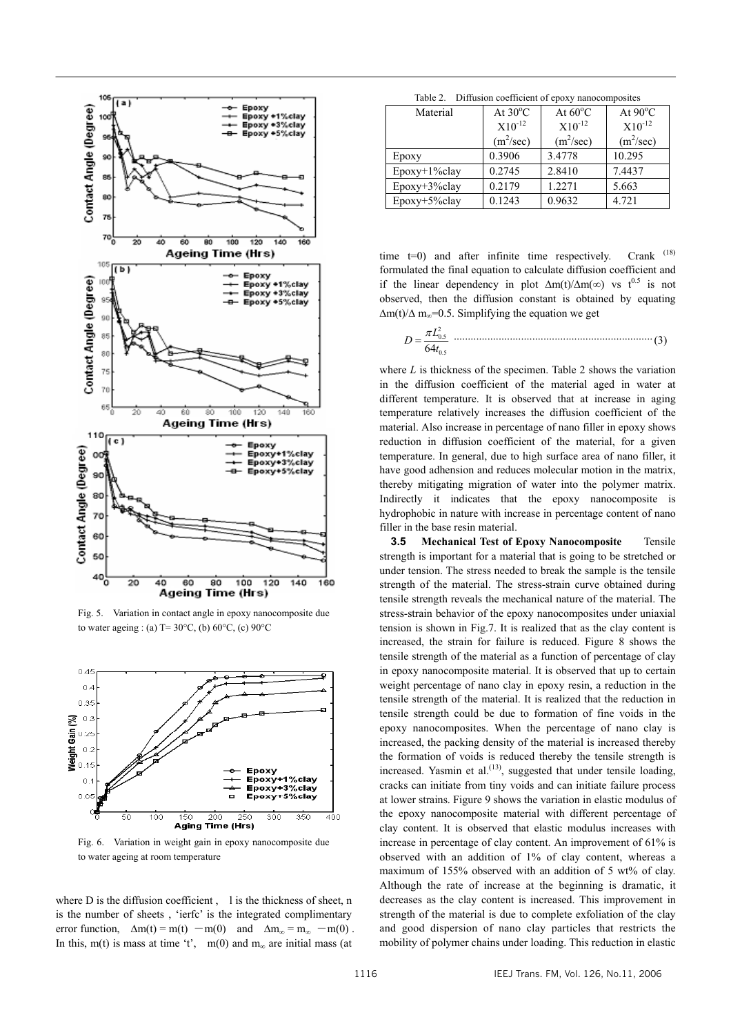Fig. 5. Variation in contact angle in epoxy nanocomposite due to water ageing : (a) T= 30°C, (b) 60°C, (c) 90°C

Fig. 6. Variation in weight gain in epoxy nanocomposite due to water ageing at room temperature

where D is the diffusion coefficient , l is the thickness of sheet, n is the number of sheets , 'ierfc' is the integrated complimentary error function, $\Delta m(t) = m(t) - m(0)$ and $\Delta m_\infty = m_\infty - m(0)$ . In this, m(t) is mass at time 't', m(0) and $m_\infty$ are initial mass (at time t=0) and after infinite time respectively. Crank [18] formulated the final equation to calculate diffusion coefficient and if the linear dependency in plot $\Delta m(t)/\Delta m(\infty)$ vs $t^{0.5}$ is not observed, then the diffusion constant is obtained by equating $\Delta m(t)/\Delta m_\infty=0.5$. Simplifying the equation we get

$$D = \frac{\pi L_{0.5}^2}{64 t_{0.5}} \quad \cdots\cdots (3)$$

where *L* is thickness of the specimen. Table 2 shows the variation in the diffusion coefficient of the material aged in water at different temperature. It is observed that at increase in aging temperature relatively increases the diffusion coefficient of the material. Also increase in percentage of nano filler in epoxy shows reduction in diffusion coefficient of the material, for a given temperature. In general, due to high surface area of nano filler, it have good adhesion and reduces molecular motion in the matrix, thereby mitigating migration of water into the polymer matrix. Indirectly it indicates that the epoxy nanocomposite is hydrophobic in nature with increase in percentage content of nano filler in the base resin material.

Table 2. Diffusion coefficient of epoxy nanocomposites

| Material | At 30°C $X10^{-12}$ ($m^2$/sec) | At 60°C $X10^{-12}$ ($m^2$/sec) | At 90°C $X10^{-12}$ ($m^2$/sec) |
|---|---|---|---|
| Epoxy | 0.3906 | 3.4778 | 10.295 |
| Epoxy+1%clay | 0.2745 | 2.8410 | 7.4437 |
| Epoxy+3%clay | 0.2179 | 1.2271 | 5.663 |
| Epoxy+5%clay | 0.1243 | 0.9632 | 4.721 |

**3.5 Mechanical Test of Epoxy Nanocomposite** Tensile strength is important for a material that is going to be stretched or under tension. The stress needed to break the sample is the tensile strength of the material. The stress-strain curve obtained during tensile strength reveals the mechanical nature of the material. The stress-strain behavior of the epoxy nanocomposites under uniaxial tension is shown in Fig.7. It is realized that as the clay content is increased, the strain for failure is reduced. Figure 8 shows the tensile strength of the material as a function of percentage of clay in epoxy nanocomposite material. It is observed that up to certain weight percentage of nano clay in epoxy resin, a reduction in the tensile strength of the material. It is realized that the reduction in tensile strength could be due to formation of fine voids in the epoxy nanocomposites. When the percentage of nano clay is increased, the packing density of the material is increased thereby the formation of voids is reduced thereby the tensile strength is increased. Yasmin et al.[13], suggested that under tensile loading, cracks can initiate from tiny voids and can initiate failure process at lower strains. Figure 9 shows the variation in elastic modulus of the epoxy nanocomposite material with different percentage of clay content. It is observed that elastic modulus increases with increase in percentage of clay content. An improvement of 61% is observed with an addition of 1% of clay content, whereas a maximum of 155% observed with an addition of 5 wt% of clay. Although the rate of increase at the beginning is dramatic, it decreases as the clay content is increased. This improvement in strength of the material is due to complete exfoliation of the clay and good dispersion of nano clay particles that restricts the mobility of polymer chains under loading. This reduction in elastic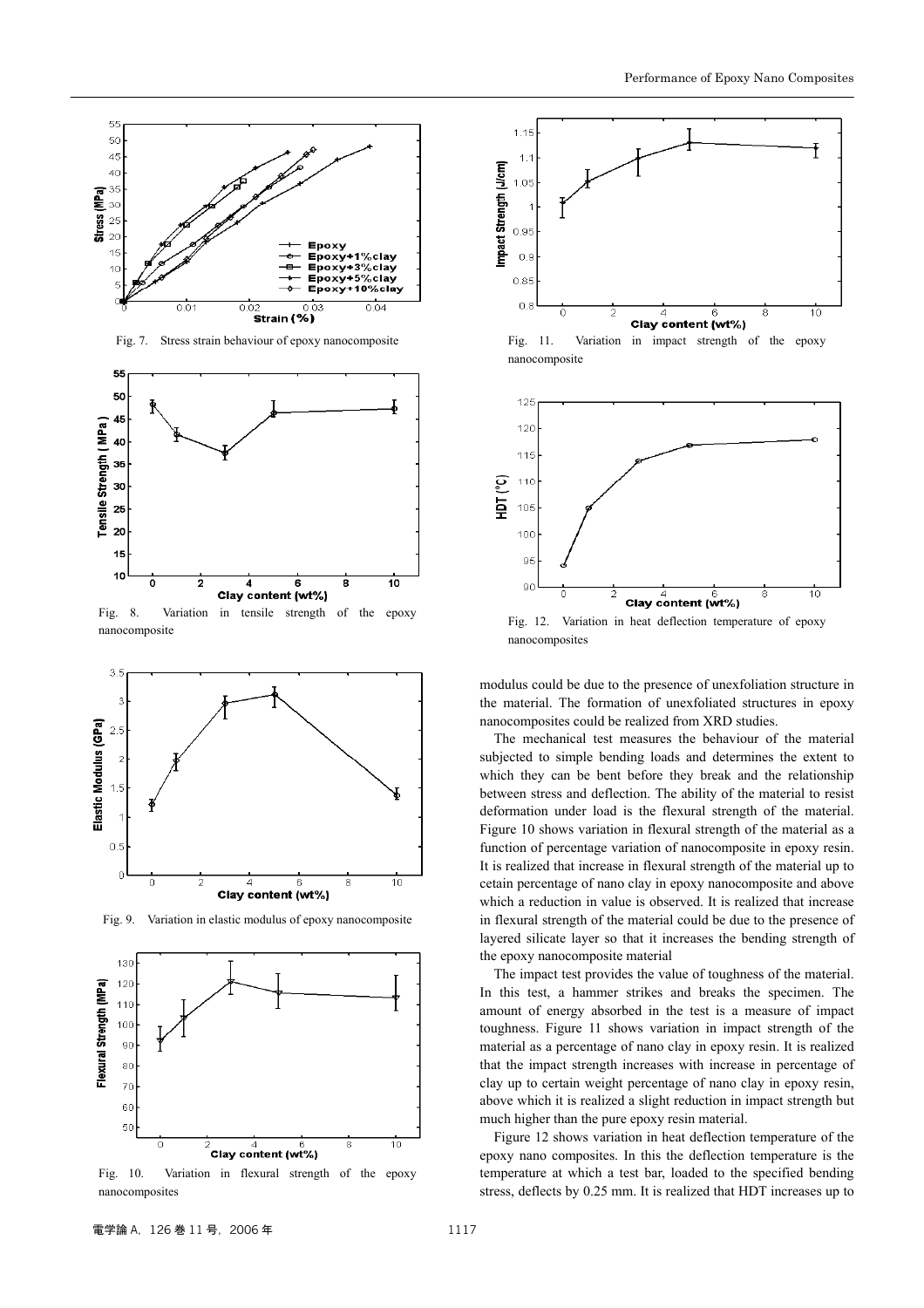Fig. 7. Stress strain behaviour of epoxy nanocomposite

Fig. 8. Variation in tensile strength of the epoxy nanocomposite

Fig. 9. Variation in elastic modulus of epoxy nanocomposite

Fig. 10. Variation in flexural strength of the epoxy nanocomposites

Fig. 11. Variation in impact strength of the epoxy nanocomposite

Fig. 12. Variation in heat deflection temperature of epoxy nanocomposites

modulus could be due to the presence of unexfoliation structure in the material. The formation of unexfoliated structures in epoxy nanocomposites could be realized from XRD studies.

The mechanical test measures the behaviour of the material subjected to simple bending loads and determines the extent to which they can be bent before they break and the relationship between stress and deflection. The ability of the material to resist deformation under load is the flexural strength of the material. Figure 10 shows variation in flexural strength of the material as a function of percentage variation of nanocomposite in epoxy resin. It is realized that increase in flexural strength of the material up to cetain percentage of nano clay in epoxy nanocomposite and above which a reduction in value is observed. It is realized that increase in flexural strength of the material could be due to the presence of layered silicate layer so that it increases the bending strength of the epoxy nanocomposite material

The impact test provides the value of toughness of the material. In this test, a hammer strikes and breaks the specimen. The amount of energy absorbed in the test is a measure of impact toughness. Figure 11 shows variation in impact strength of the material as a percentage of nano clay in epoxy resin. It is realized that the impact strength increases with increase in percentage of clay up to certain weight percentage of nano clay in epoxy resin, above which it is realized a slight reduction in impact strength but much higher than the pure epoxy resin material.

Figure 12 shows variation in heat deflection temperature of the epoxy nano composites. In this the deflection temperature is the temperature at which a test bar, loaded to the specified bending stress, deflects by 0.25 mm. It is realized that HDT increases up to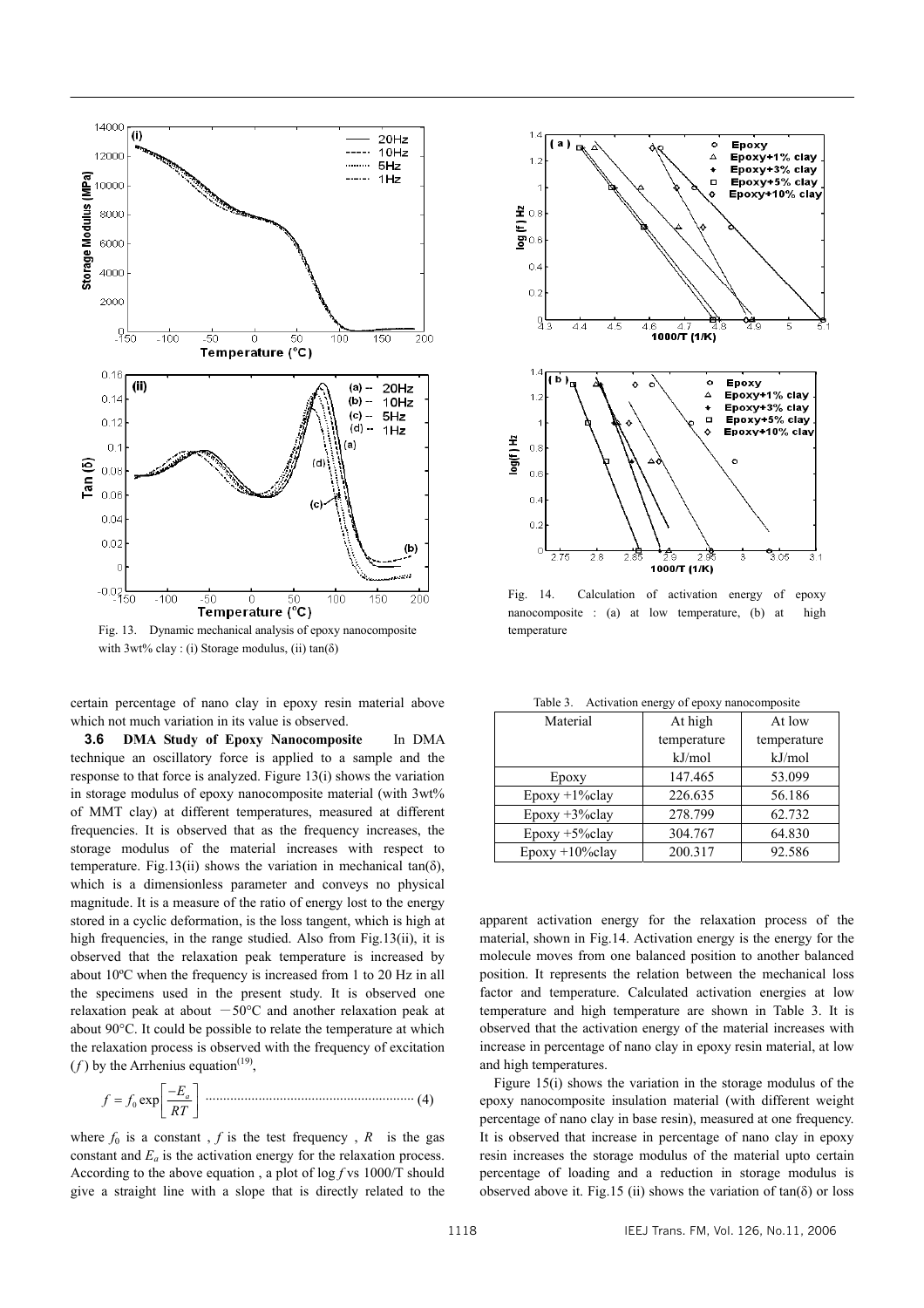Fig. 13. Dynamic mechanical analysis of epoxy nanocomposite with 3wt% clay : (i) Storage modulus, (ii) tan(δ)

Fig. 14. Calculation of activation energy of epoxy nanocomposite : (a) at low temperature, (b) at high temperature

certain percentage of nano clay in epoxy resin material above which not much variation in its value is observed.

**3.6 DMA Study of Epoxy Nanocomposite** In DMA technique an oscillatory force is applied to a sample and the response to that force is analyzed. Figure 13(i) shows the variation in storage modulus of epoxy nanocomposite material (with 3wt% of MMT clay) at different temperatures, measured at different frequencies. It is observed that as the frequency increases, the storage modulus of the material increases with respect to temperature. Fig.13(ii) shows the variation in mechanical tan(δ), which is a dimensionless parameter and conveys no physical magnitude. It is a measure of the ratio of energy lost to the energy stored in a cyclic deformation, is the loss tangent, which is high at high frequencies, in the range studied. Also from Fig.13(ii), it is observed that the relaxation peak temperature is increased by about 10ºC when the frequency is increased from 1 to 20 Hz in all the specimens used in the present study. It is observed one relaxation peak at about −50°C and another relaxation peak at about 90°C. It could be possible to relate the temperature at which the relaxation process is observed with the frequency of excitation ($f$) by the Arrhenius equation[19],

$$f = f_0 \exp\left[\frac{-E_a}{RT}\right] \quad (4)$$

where $f_0$ is a constant , $f$ is the test frequency , $R$ is the gas constant and $E_a$ is the activation energy for the relaxation process. According to the above equation , a plot of log $f$ vs 1000/T should give a straight line with a slope that is directly related to the apparent activation energy for the relaxation process of the material, shown in Fig.14. Activation energy is the energy for the molecule moves from one balanced position to another balanced position. It represents the relation between the mechanical loss factor and temperature. Calculated activation energies at low temperature and high temperature are shown in Table 3. It is observed that the activation energy of the material increases with increase in percentage of nano clay in epoxy resin material, at low and high temperatures.

Table 3. Activation energy of epoxy nanocomposite

| Material | At high temperature kJ/mol | At low temperature kJ/mol |
|---|---|---|
| Epoxy | 147.465 | 53.099 |
| Epoxy +1%clay | 226.635 | 56.186 |
| Epoxy +3%clay | 278.799 | 62.732 |
| Epoxy +5%clay | 304.767 | 64.830 |
| Epoxy +10%clay | 200.317 | 92.586 |

Figure 15(i) shows the variation in the storage modulus of the epoxy nanocomposite insulation material (with different weight percentage of nano clay in base resin), measured at one frequency. It is observed that increase in percentage of nano clay in epoxy resin increases the storage modulus of the material upto certain percentage of loading and a reduction in storage modulus is observed above it. Fig.15 (ii) shows the variation of tan(δ) or loss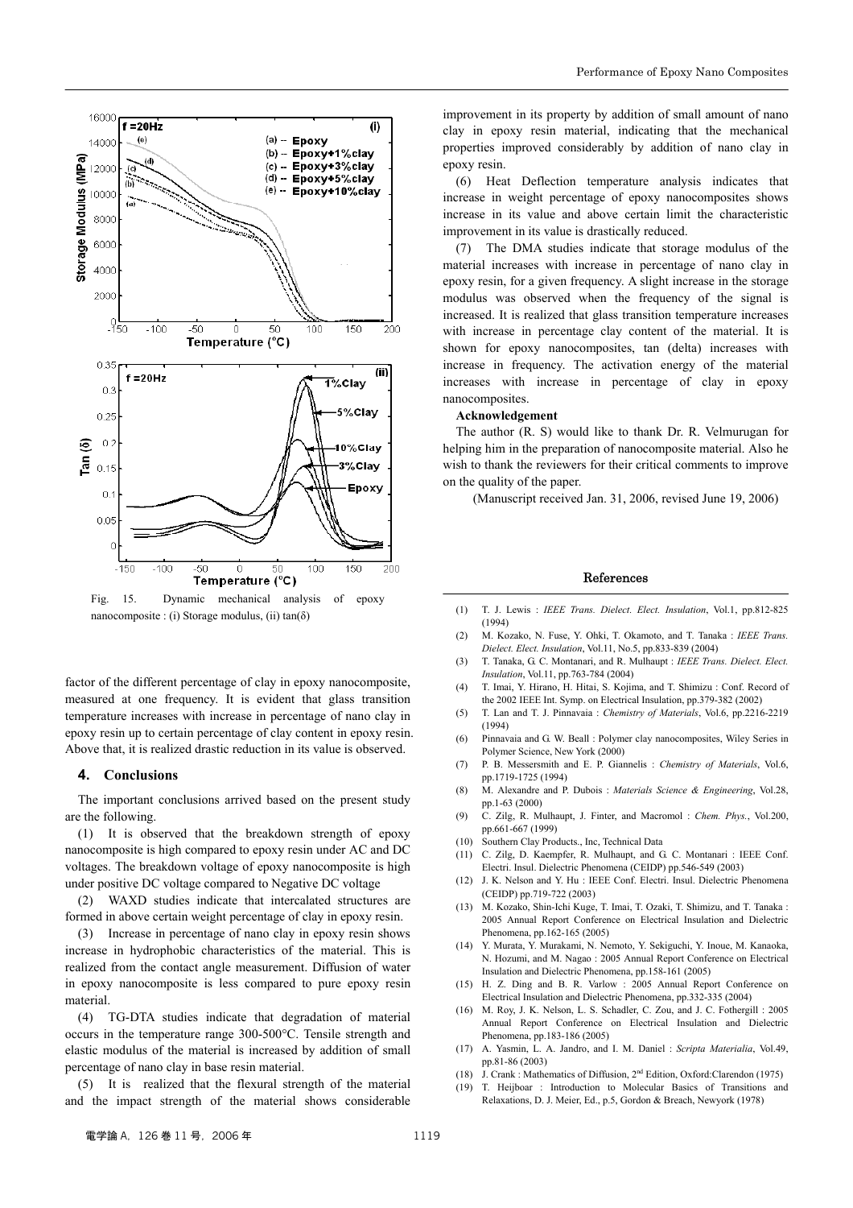Fig. 15. Dynamic mechanical analysis of epoxy nanocomposite : (i) Storage modulus, (ii) tan(δ)

factor of the different percentage of clay in epoxy nanocomposite, measured at one frequency. It is evident that glass transition temperature increases with increase in percentage of nano clay in epoxy resin up to certain percentage of clay content in epoxy resin. Above that, it is realized drastic reduction in its value is observed.

## 4. Conclusions

The important conclusions arrived based on the present study are the following.

(1) It is observed that the breakdown strength of epoxy nanocomposite is high compared to epoxy resin under AC and DC voltages. The breakdown voltage of epoxy nanocomposite is high under positive DC voltage compared to Negative DC voltage

(2) WAXD studies indicate that intercalated structures are formed in above certain weight percentage of clay in epoxy resin.

(3) Increase in percentage of nano clay in epoxy resin shows increase in hydrophobic characteristics of the material. This is realized from the contact angle measurement. Diffusion of water in epoxy nanocomposite is less compared to pure epoxy resin material.

(4) TG-DTA studies indicate that degradation of material occurs in the temperature range 300-500°C. Tensile strength and elastic modulus of the material is increased by addition of small percentage of nano clay in base resin material.

(5) It is realized that the flexural strength of the material and the impact strength of the material shows considerable improvement in its property by addition of small amount of nano clay in epoxy resin material, indicating that the mechanical properties improved considerably by addition of nano clay in epoxy resin.

(6) Heat Deflection temperature analysis indicates that increase in weight percentage of epoxy nanocomposites shows increase in its value and above certain limit the characteristic improvement in its value is drastically reduced.

(7) The DMA studies indicate that storage modulus of the material increases with increase in percentage of nano clay in epoxy resin, for a given frequency. A slight increase in the storage modulus was observed when the frequency of the signal is increased. It is realized that glass transition temperature increases with increase in percentage clay content of the material. It is shown for epoxy nanocomposites, tan (delta) increases with increase in frequency. The activation energy of the material increases with increase in percentage of clay in epoxy nanocomposites.

**Acknowledgement**

The author (R. S) would like to thank Dr. R. Velmurugan for helping him in the preparation of nanocomposite material. Also he wish to thank the reviewers for their critical comments to improve on the quality of the paper.

(Manuscript received Jan. 31, 2006, revised June 19, 2006)

## References

(1) T. J. Lewis : *IEEE Trans. Dielect. Elect. Insulation*, Vol.1, pp.812-825 (1994)

(2) M. Kozako, N. Fuse, Y. Ohki, T. Okamoto, and T. Tanaka : *IEEE Trans. Dielect. Elect. Insulation*, Vol.11, No.5, pp.833-839 (2004)

(3) T. Tanaka, G. C. Montanari, and R. Mulhaupt : *IEEE Trans. Dielect. Elect. Insulation*, Vol.11, pp.763-784 (2004)

(4) T. Imai, Y. Hirano, H. Hitai, S. Kojima, and T. Shimizu : Conf. Record of the 2002 IEEE Int. Symp. on Electrical Insulation, pp.379-382 (2002)

(5) T. Lan and T. J. Pinnavaia : *Chemistry of Materials*, Vol.6, pp.2216-2219 (1994)

(6) Pinnavaia and G. W. Beall : Polymer clay nanocomposites, Wiley Series in Polymer Science, New York (2000)

(7) P. B. Messersmith and E. P. Giannelis : *Chemistry of Materials*, Vol.6, pp.1719-1725 (1994)

(8) M. Alexandre and P. Dubois : *Materials Science & Engineering*, Vol.28, pp.1-63 (2000)

(9) C. Zilg, R. Mulhaupt, J. Finter, and Macromol : *Chem. Phys.*, Vol.200, pp.661-667 (1999)

(10) Southern Clay Products., Inc, Technical Data

(11) C. Zilg, D. Kaempfer, R. Mulhaupt, and G. C. Montanari : IEEE Conf. Electri. Insul. Dielectric Phenomena (CEIDP) pp.546-549 (2003)

(12) J. K. Nelson and Y. Hu : IEEE Conf. Electri. Insul. Dielectric Phenomena (CEIDP) pp.719-722 (2003)

(13) M. Kozako, Shin-Ichi Kuge, T. Imai, T. Ozaki, T. Shimizu, and T. Tanaka : 2005 Annual Report Conference on Electrical Insulation and Dielectric Phenomena, pp.162-165 (2005)

(14) Y. Murata, Y. Murakami, N. Nemoto, Y. Sekiguchi, Y. Inoue, M. Kanaoka, N. Hozumi, and M. Nagao : 2005 Annual Report Conference on Electrical Insulation and Dielectric Phenomena, pp.158-161 (2005)

(15) H. Z. Ding and B. R. Varlow : 2005 Annual Report Conference on Electrical Insulation and Dielectric Phenomena, pp.332-335 (2004)

(16) M. Roy, J. K. Nelson, L. S. Schadler, C. Zou, and J. C. Fothergill : 2005 Annual Report Conference on Electrical Insulation and Dielectric Phenomena, pp.183-186 (2005)

(17) A. Yasmin, L. A. Jandro, and I. M. Daniel : *Scripta Materialia*, Vol.49, pp.81-86 (2003)

(18) J. Crank : Mathematics of Diffusion, 2nd Edition, Oxford:Clarendon (1975)

(19) T. Heijboar : Introduction to Molecular Basics of Transitions and Relaxations, D. J. Meier, Ed., p.5, Gordon & Breach, Newyork (1978)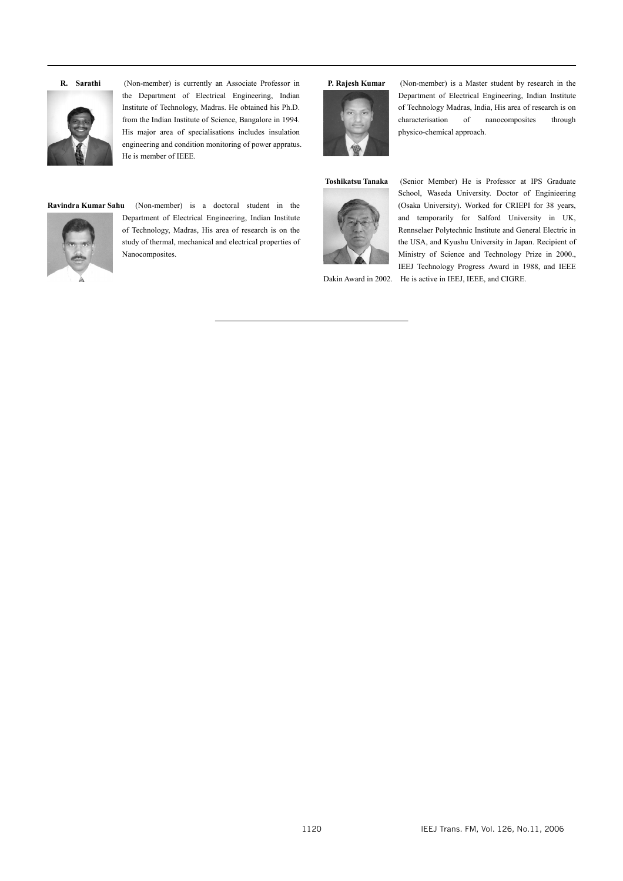**R. Sarathi** (Non-member) is currently an Associate Professor in the Department of Electrical Engineering, Indian Institute of Technology, Madras. He obtained his Ph.D. from the Indian Institute of Science, Bangalore in 1994. His major area of specialisations includes insulation engineering and condition monitoring of power appratus. He is member of IEEE.

**Ravindra Kumar Sahu** (Non-member) is a doctoral student in the Department of Electrical Engineering, Indian Institute of Technology, Madras, His area of research is on the study of thermal, mechanical and electrical properties of Nanocomposites.

**P. Rajesh Kumar** (Non-member) is a Master student by research in the Department of Electrical Engineering, Indian Institute of Technology Madras, India, His area of research is on characterisation of nanocomposites through physico-chemical approach.

**Toshikatsu Tanaka** (Senior Member) He is Professor at IPS Graduate School, Waseda University. Doctor of Enginieering (Osaka University). Worked for CRIEPI for 38 years, and temporarily for Salford University in UK, Rennselaer Polytechnic Institute and General Electric in the USA, and Kyushu University in Japan. Recipient of Ministry of Science and Technology Prize in 2000., IEEJ Technology Progress Award in 1988, and IEEE Dakin Award in 2002. He is active in IEEJ, IEEE, and CIGRE.